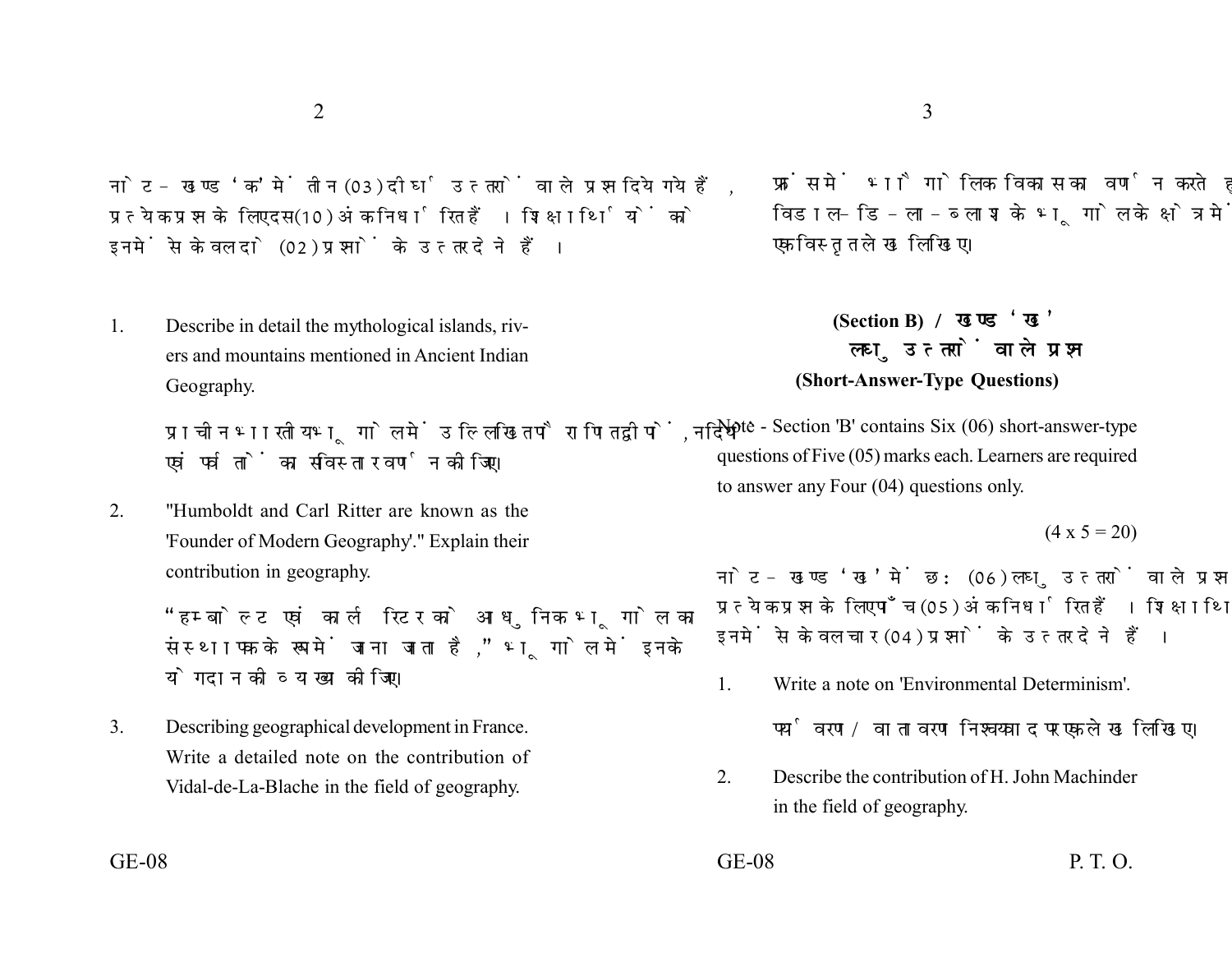नोट - खण्ड 'क' में तीन (03) दीर्घ उत्तरों वाले प्रश्न दिये गये हैं, प्रत्येक प्रश्न के लिए दस (10) अंक निर्धारित हैं। शिक्षार्थियों को इनमें से केवल दो (02) प्रश्नों के उत्तर देने हैं।

1. Describe in detail the mythological islands, rivers and mountains mentioned in Ancient Indian Geography.

   प्राचीन भारतीय भूगोल में उल्लिखित पौराणिक द्वीपों, नदियों एवं पर्वतों का सविस्तार वर्णन कीजिए।

2. "Humboldt and Carl Ritter are known as the 'Founder of Modern Geography'." Explain their contribution in geography.

   "हम्बोल्ट एवं कार्ल रिटर को आधुनिक भूगोल का संस्थापक के रूप में जाना जाता है," भूगोल में इनके योगदान की व्याख्या कीजिए।

3. Describing geographical development in France. Write a detailed note on the contribution of Vidal-de-La-Blache in the field of geography.

   फ्रांस में भौगोलिक विकास का वर्णन करते हुए विडाल-डि-ला-ब्लाश के भूगोल के क्षेत्र में योगदान पर एक विस्तृत लेख लिखिए।

## (Section B) / खण्ड 'ख'

### लघु उत्तरों वाले प्रश्न

### (Short-Answer-Type Questions)

Note - Section 'B' contains Six (06) short-answer-type questions of Five (05) marks each. Learners are required to answer any Four (04) questions only.

(4 x 5 = 20)

नोट - खण्ड 'ख' में छः (06) लघु उत्तरों वाले प्रश्न दिये गये हैं, प्रत्येक प्रश्न के लिए पाँच (05) अंक निर्धारित हैं। शिक्षार्थियों को इनमें से केवल चार (04) प्रश्नों के उत्तर देने हैं।

1. Write a note on 'Environmental Determinism'.

   पर्यावरण/वातावरण निश्चयवाद पर एक लेख लिखिए।

2. Describe the contribution of H. John Machinder in the field of geography.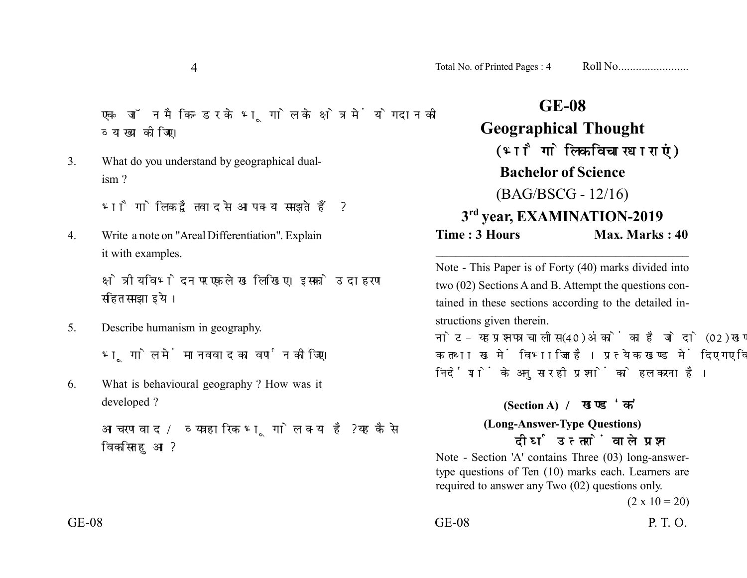एच. जॉन मैकिन्डर के भूगोल के क्षेत्र में योगदान की व्याख्या कीजिए।

3. What do you understand by geographical dualism ?

   भौगोलिक द्वैतवाद से आप क्या समझते हैं ?

4. Write a note on "Areal Differentiation". Explain it with examples.

   क्षेत्रीय विभेदन पर एक लेख लिखिए। इसको उदाहरण सहित समझाइये।

5. Describe humanism in geography.

   भूगोल में मानववाद का वर्णन कीजिए।

6. What is behavioural geography ? How was it developed ?

   आचरणवाद / व्यवहारिक भूगोल क्या है ? यह कैसे विकसित हुआ ?

Total No. of Printed Pages : 4 Roll No.......................

# GE-08

# Geographical Thought

## (भौगोलिक विचारधाराएं)

## Bachelor of Science

(BAG/BSCG - 12/16)

## 3rd year, EXAMINATION-2019

**Time : 3 Hours** **Max. Marks : 40**

---

Note - This Paper is of Forty (40) marks divided into two (02) Sections A and B. Attempt the questions contained in these sections according to the detailed instructions given therein.

नोट - यह प्रश्नपत्र चालीस (40) अंकों का है जो दो (02) खण्डों क तथा ख में विभाजित है। प्रत्येक खण्ड में दिए गए विस्तृत निर्देशों के अनुसार ही प्रश्नों को हल करना है।

### (Section A) / खण्ड 'क'

### (Long-Answer-Type Questions)

### दीर्घ उत्तरों वाले प्रश्न

Note - Section 'A' contains Three (03) long-answer-type questions of Ten (10) marks each. Learners are required to answer any Two (02) questions only.

(2 x 10 = 20)

P. T. O.